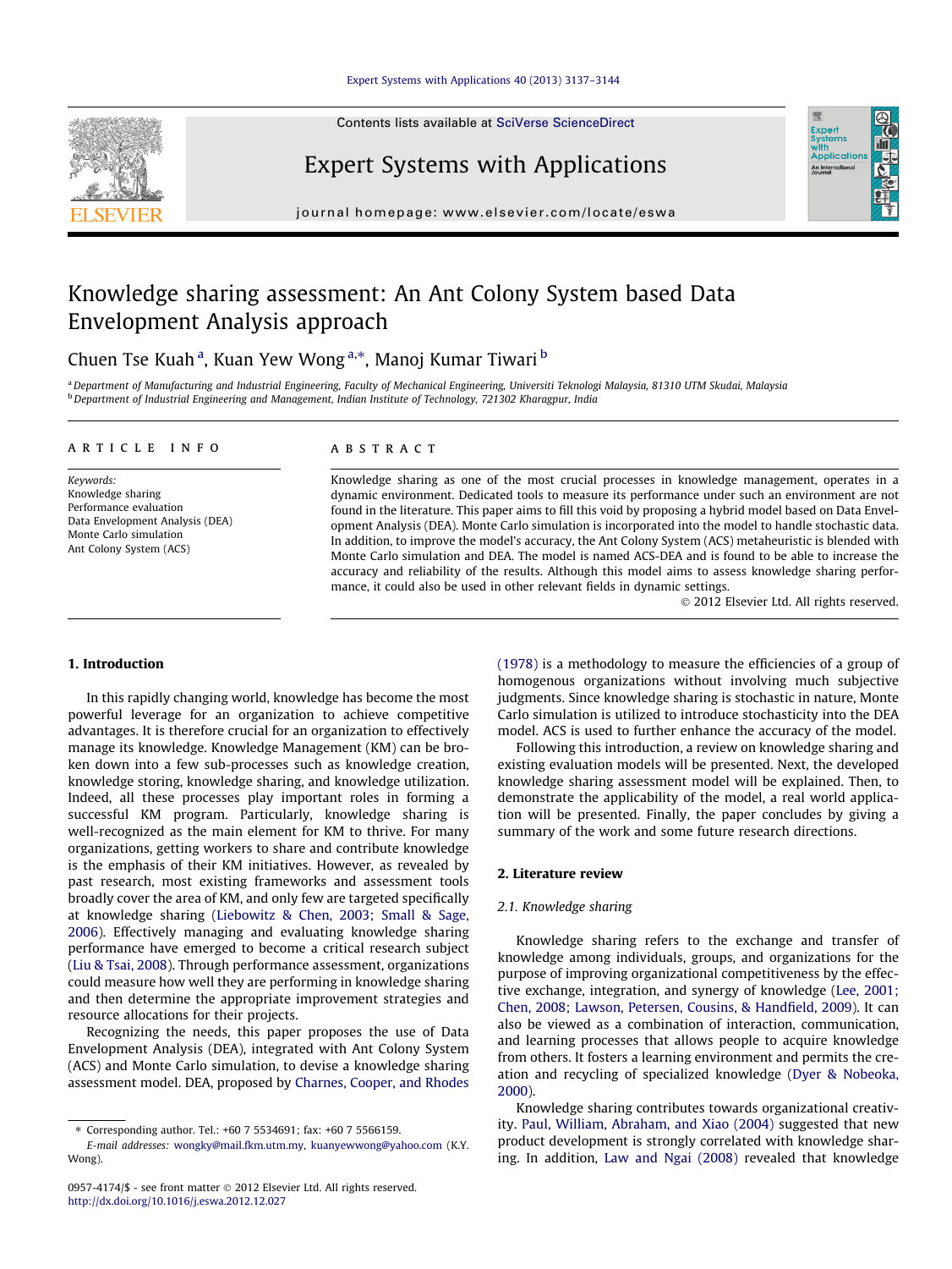# Knowledge sharing assessment: An Ant Colony System based Data Envelopment Analysis approach

Chuen Tse Kuah [a], Kuan Yew Wong [a,*], Manoj Kumar Tiwari [b]

[a] Department of Manufacturing and Industrial Engineering, Faculty of Mechanical Engineering, Universiti Teknologi Malaysia, 81310 UTM Skudai, Malaysia
[b] Department of Industrial Engineering and Management, Indian Institute of Technology, 721302 Kharagpur, India

**ARTICLE INFO**

*Keywords:*
Knowledge sharing
Performance evaluation
Data Envelopment Analysis (DEA)
Monte Carlo simulation
Ant Colony System (ACS)

**ABSTRACT**

Knowledge sharing as one of the most crucial processes in knowledge management, operates in a dynamic environment. Dedicated tools to measure its performance under such an environment are not found in the literature. This paper aims to fill this void by proposing a hybrid model based on Data Envelopment Analysis (DEA). Monte Carlo simulation is incorporated into the model to handle stochastic data. In addition, to improve the model's accuracy, the Ant Colony System (ACS) metaheuristic is blended with Monte Carlo simulation and DEA. The model is named ACS-DEA and is found to be able to increase the accuracy and reliability of the results. Although this model aims to assess knowledge sharing performance, it could also be used in other relevant fields in dynamic settings.

© 2012 Elsevier Ltd. All rights reserved.

## 1. Introduction

In this rapidly changing world, knowledge has become the most powerful leverage for an organization to achieve competitive advantages. It is therefore crucial for an organization to effectively manage its knowledge. Knowledge Management (KM) can be broken down into a few sub-processes such as knowledge creation, knowledge storing, knowledge sharing, and knowledge utilization. Indeed, all these processes play important roles in forming a successful KM program. Particularly, knowledge sharing is well-recognized as the main element for KM to thrive. For many organizations, getting workers to share and contribute knowledge is the emphasis of their KM initiatives. However, as revealed by past research, most existing frameworks and assessment tools broadly cover the area of KM, and only few are targeted specifically at knowledge sharing (Liebowitz & Chen, 2003; Small & Sage, 2006). Effectively managing and evaluating knowledge sharing performance have emerged to become a critical research subject (Liu & Tsai, 2008). Through performance assessment, organizations could measure how well they are performing in knowledge sharing and then determine the appropriate improvement strategies and resource allocations for their projects.

Recognizing the needs, this paper proposes the use of Data Envelopment Analysis (DEA), integrated with Ant Colony System (ACS) and Monte Carlo simulation, to devise a knowledge sharing assessment model. DEA, proposed by Charnes, Cooper, and Rhodes (1978) is a methodology to measure the efficiencies of a group of homogenous organizations without involving much subjective judgments. Since knowledge sharing is stochastic in nature, Monte Carlo simulation is utilized to introduce stochasticity into the DEA model. ACS is used to further enhance the accuracy of the model.

Following this introduction, a review on knowledge sharing and existing evaluation models will be presented. Next, the developed knowledge sharing assessment model will be explained. Then, to demonstrate the applicability of the model, a real world application will be presented. Finally, the paper concludes by giving a summary of the work and some future research directions.

## 2. Literature review

### 2.1. Knowledge sharing

Knowledge sharing refers to the exchange and transfer of knowledge among individuals, groups, and organizations for the purpose of improving organizational competitiveness by the effective exchange, integration, and synergy of knowledge (Lee, 2001; Chen, 2008; Lawson, Petersen, Cousins, & Handfield, 2009). It can also be viewed as a combination of interaction, communication, and learning processes that allows people to acquire knowledge from others. It fosters a learning environment and permits the creation and recycling of specialized knowledge (Dyer & Nobeoka, 2000).

Knowledge sharing contributes towards organizational creativity. Paul, William, Abraham, and Xiao (2004) suggested that new product development is strongly correlated with knowledge sharing. In addition, Law and Ngai (2008) revealed that knowledge

* Corresponding author. Tel.: +60 7 5534691; fax: +60 7 5566159.
E-mail addresses: wongky@mail.fkm.utm.my, kuanyewwong@yahoo.com (K.Y. Wong).

0957-4174/$ - see front matter © 2012 Elsevier Ltd. All rights reserved.
http://dx.doi.org/10.1016/j.eswa.2012.12.027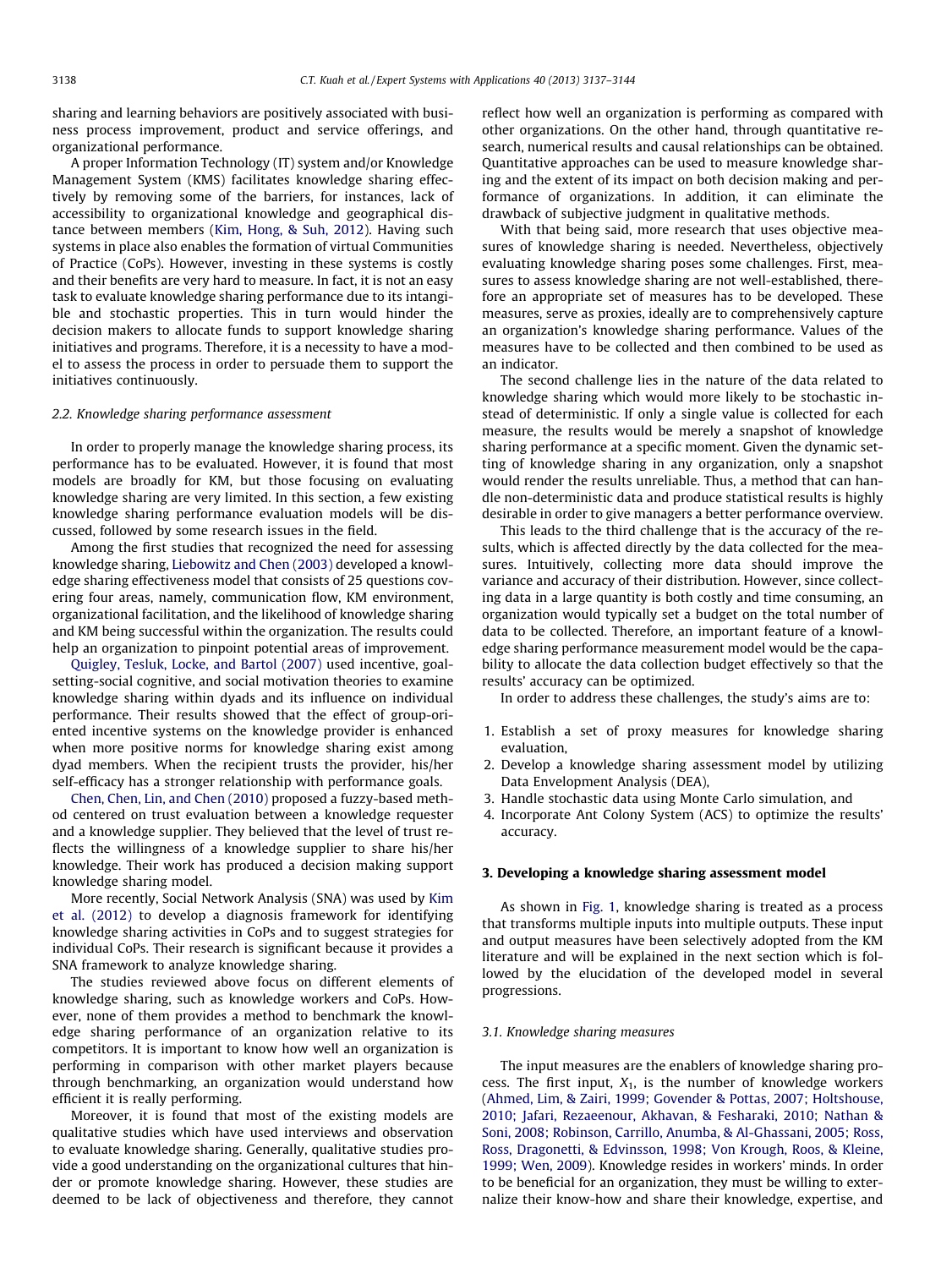sharing and learning behaviors are positively associated with business process improvement, product and service offerings, and organizational performance.

A proper Information Technology (IT) system and/or Knowledge Management System (KMS) facilitates knowledge sharing effectively by removing some of the barriers, for instances, lack of accessibility to organizational knowledge and geographical distance between members (Kim, Hong, & Suh, 2012). Having such systems in place also enables the formation of virtual Communities of Practice (CoPs). However, investing in these systems is costly and their benefits are very hard to measure. In fact, it is not an easy task to evaluate knowledge sharing performance due to its intangible and stochastic properties. This in turn would hinder the decision makers to allocate funds to support knowledge sharing initiatives and programs. Therefore, it is a necessity to have a model to assess the process in order to persuade them to support the initiatives continuously.

### 2.2. Knowledge sharing performance assessment

In order to properly manage the knowledge sharing process, its performance has to be evaluated. However, it is found that most models are broadly for KM, but those focusing on evaluating knowledge sharing are very limited. In this section, a few existing knowledge sharing performance evaluation models will be discussed, followed by some research issues in the field.

Among the first studies that recognized the need for assessing knowledge sharing, Liebowitz and Chen (2003) developed a knowledge sharing effectiveness model that consists of 25 questions covering four areas, namely, communication flow, KM environment, organizational facilitation, and the likelihood of knowledge sharing and KM being successful within the organization. The results could help an organization to pinpoint potential areas of improvement.

Quigley, Tesluk, Locke, and Bartol (2007) used incentive, goal-setting-social cognitive, and social motivation theories to examine knowledge sharing within dyads and its influence on individual performance. Their results showed that the effect of group-oriented incentive systems on the knowledge provider is enhanced when more positive norms for knowledge sharing exist among dyad members. When the recipient trusts the provider, his/her self-efficacy has a stronger relationship with performance goals.

Chen, Chen, Lin, and Chen (2010) proposed a fuzzy-based method centered on trust evaluation between a knowledge requester and a knowledge supplier. They believed that the level of trust reflects the willingness of a knowledge supplier to share his/her knowledge. Their work has produced a decision making support knowledge sharing model.

More recently, Social Network Analysis (SNA) was used by Kim et al. (2012) to develop a diagnosis framework for identifying knowledge sharing activities in CoPs and to suggest strategies for individual CoPs. Their research is significant because it provides a SNA framework to analyze knowledge sharing.

The studies reviewed above focus on different elements of knowledge sharing, such as knowledge workers and CoPs. However, none of them provides a method to benchmark the knowledge sharing performance of an organization relative to its competitors. It is important to know how well an organization is performing in comparison with other market players because through benchmarking, an organization would understand how efficient it is really performing.

Moreover, it is found that most of the existing models are qualitative studies which have used interviews and observation to evaluate knowledge sharing. Generally, qualitative studies provide a good understanding on the organizational cultures that hinder or promote knowledge sharing. However, these studies are deemed to be lack of objectiveness and therefore, they cannot reflect how well an organization is performing as compared with other organizations. On the other hand, through quantitative research, numerical results and causal relationships can be obtained. Quantitative approaches can be used to measure knowledge sharing and the extent of its impact on both decision making and performance of organizations. In addition, it can eliminate the drawback of subjective judgment in qualitative methods.

With that being said, more research that uses objective measures of knowledge sharing is needed. Nevertheless, objectively evaluating knowledge sharing poses some challenges. First, measures to assess knowledge sharing are not well-established, therefore an appropriate set of measures has to be developed. These measures, serve as proxies, ideally are to comprehensively capture an organization's knowledge sharing performance. Values of the measures have to be collected and then combined to be used as an indicator.

The second challenge lies in the nature of the data related to knowledge sharing which would more likely to be stochastic instead of deterministic. If only a single value is collected for each measure, the results would be merely a snapshot of knowledge sharing performance at a specific moment. Given the dynamic setting of knowledge sharing in any organization, only a snapshot would render the results unreliable. Thus, a method that can handle non-deterministic data and produce statistical results is highly desirable in order to give managers a better performance overview.

This leads to the third challenge that is the accuracy of the results, which is affected directly by the data collected for the measures. Intuitively, collecting more data should improve the variance and accuracy of their distribution. However, since collecting data in a large quantity is both costly and time consuming, an organization would typically set a budget on the total number of data to be collected. Therefore, an important feature of a knowledge sharing performance measurement model would be the capability to allocate the data collection budget effectively so that the results' accuracy can be optimized.

In order to address these challenges, the study's aims are to:

1. Establish a set of proxy measures for knowledge sharing evaluation,
2. Develop a knowledge sharing assessment model by utilizing Data Envelopment Analysis (DEA),
3. Handle stochastic data using Monte Carlo simulation, and
4. Incorporate Ant Colony System (ACS) to optimize the results' accuracy.

## 3. Developing a knowledge sharing assessment model

As shown in Fig. 1, knowledge sharing is treated as a process that transforms multiple inputs into multiple outputs. These input and output measures have been selectively adopted from the KM literature and will be explained in the next section which is followed by the elucidation of the developed model in several progressions.

### 3.1. Knowledge sharing measures

The input measures are the enablers of knowledge sharing process. The first input, $X_1$, is the number of knowledge workers (Ahmed, Lim, & Zairi, 1999; Govender & Pottas, 2007; Holtshouse, 2010; Jafari, Rezaeenour, Akhavan, & Fesharaki, 2010; Nathan & Soni, 2008; Robinson, Carrillo, Anumba, & Al-Ghassani, 2005; Ross, Ross, Dragonetti, & Edvinsson, 1998; Von Krough, Roos, & Kleine, 1999; Wen, 2009). Knowledge resides in workers' minds. In order to be beneficial for an organization, they must be willing to externalize their know-how and share their knowledge, expertise, and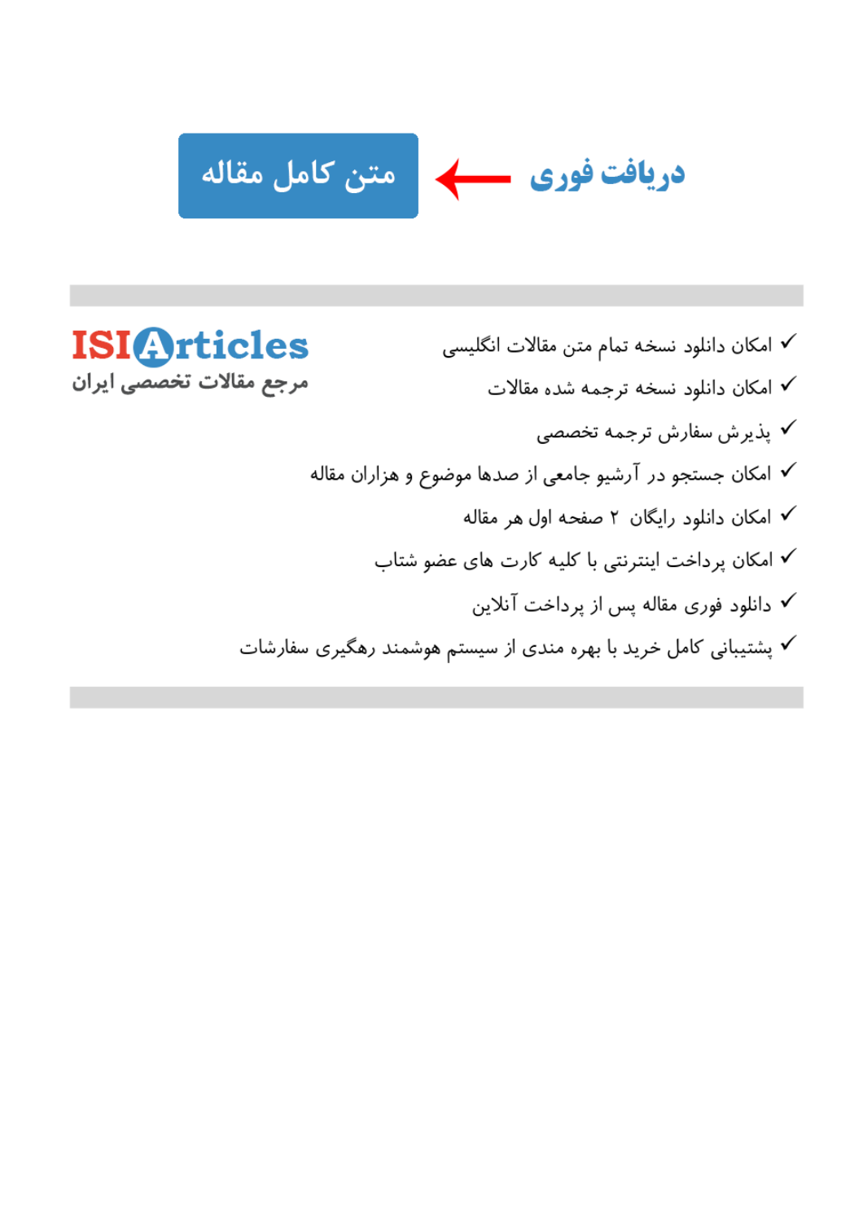دریافت فوری ← متن کامل مقاله

**ISIArticles**
مرجع مقالات تخصصی ایران

- ✓ امکان دانلود نسخه تمام متن مقالات انگلیسی
- ✓ امکان دانلود نسخه ترجمه شده مقالات
- ✓ پذیرش سفارش ترجمه تخصصی
- ✓ امکان جستجو در آرشیو جامعی از صدها موضوع و هزاران مقاله
- ✓ امکان دانلود رایگان ۲ صفحه اول هر مقاله
- ✓ امکان پرداخت اینترنتی با کلیه کارت های عضو شتاب
- ✓ دانلود فوری مقاله پس از پرداخت آنلاین
- ✓ پشتیبانی کامل خرید با بهره مندی از سیستم هوشمند رهگیری سفارشات